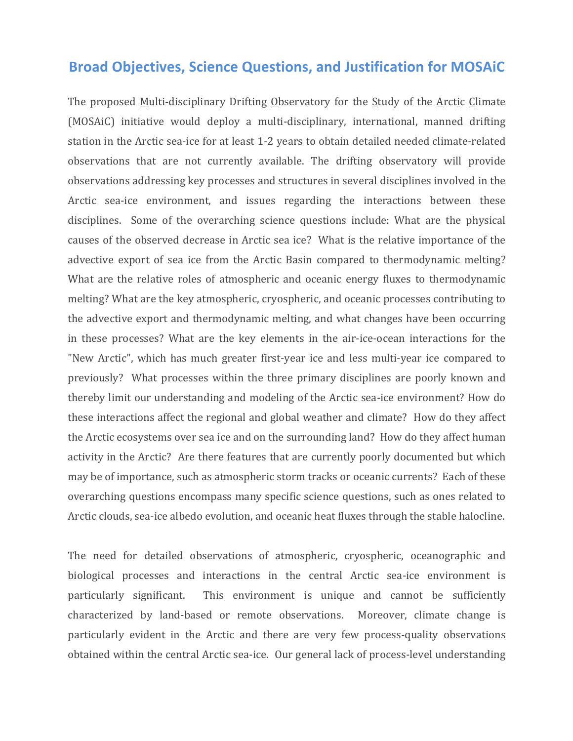## Broad Objectives, Science Questions, and Justification for MOSAiC

The proposed Multi-disciplinary Drifting Observatory for the Study of the Arctic Climate (MOSAiC) initiative would deploy a multi-disciplinary, international, manned drifting station in the Arctic sea-ice for at least 1-2 years to obtain detailed needed climate-related observations that are not currently available. The drifting observatory will provide observations addressing key processes and structures in several disciplines involved in the Arctic sea-ice environment, and issues regarding the interactions between these disciplines. Some of the overarching science questions include: What are the physical causes of the observed decrease in Arctic sea ice? What is the relative importance of the advective export of sea ice from the Arctic Basin compared to thermodynamic melting? What are the relative roles of atmospheric and oceanic energy fluxes to thermodynamic melting? What are the key atmospheric, cryospheric, and oceanic processes contributing to the advective export and thermodynamic melting, and what changes have been occurring in these processes? What are the key elements in the air-ice-ocean interactions for the "New Arctic", which has much greater first-year ice and less multi-year ice compared to previously? What processes within the three primary disciplines are poorly known and thereby limit our understanding and modeling of the Arctic sea-ice environment? How do these interactions affect the regional and global weather and climate? How do they affect the Arctic ecosystems over sea ice and on the surrounding land? How do they affect human activity in the Arctic? Are there features that are currently poorly documented but which may be of importance, such as atmospheric storm tracks or oceanic currents? Each of these overarching questions encompass many specific science questions, such as ones related to Arctic clouds, sea-ice albedo evolution, and oceanic heat fluxes through the stable halocline.

The need for detailed observations of atmospheric, cryospheric, oceanographic and biological processes and interactions in the central Arctic sea-ice environment is particularly significant. This environment is unique and cannot be sufficiently characterized by land-based or remote observations. Moreover, climate change is particularly evident in the Arctic and there are very few process-quality observations obtained within the central Arctic sea-ice. Our general lack of process-level understanding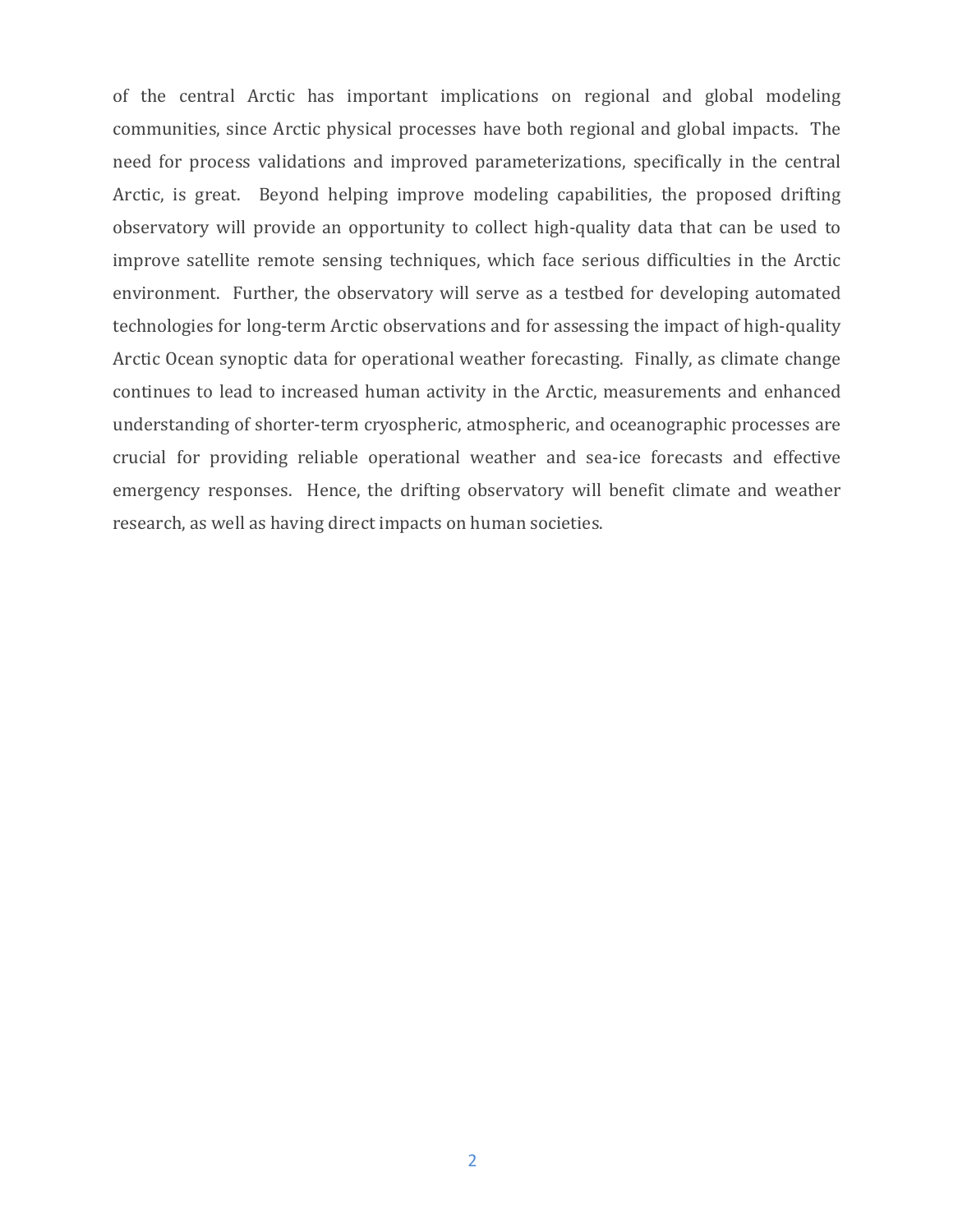of the central Arctic has important implications on regional and global modeling communities, since Arctic physical processes have both regional and global impacts. The need for process validations and improved parameterizations, specifically in the central Arctic, is great. Beyond helping improve modeling capabilities, the proposed drifting observatory will provide an opportunity to collect high-quality data that can be used to improve satellite remote sensing techniques, which face serious difficulties in the Arctic environment. Further, the observatory will serve as a testbed for developing automated technologies for long-term Arctic observations and for assessing the impact of high-quality Arctic Ocean synoptic data for operational weather forecasting. Finally, as climate change continues to lead to increased human activity in the Arctic, measurements and enhanced understanding of shorter-term cryospheric, atmospheric, and oceanographic processes are crucial for providing reliable operational weather and sea-ice forecasts and effective emergency responses. Hence, the drifting observatory will benefit climate and weather research, as well as having direct impacts on human societies.